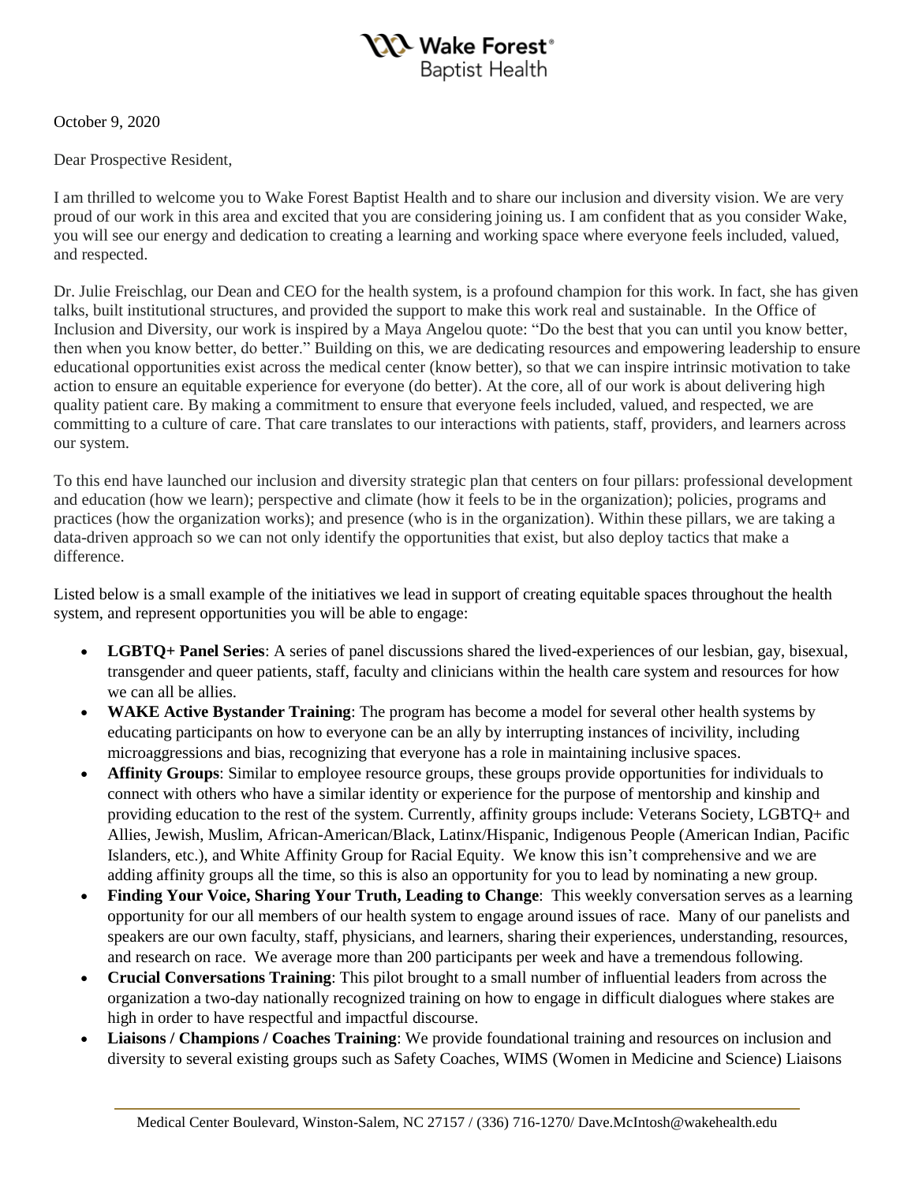Wake Forest® Baptist Health

October 9, 2020

Dear Prospective Resident,

I am thrilled to welcome you to Wake Forest Baptist Health and to share our inclusion and diversity vision. We are very proud of our work in this area and excited that you are considering joining us. I am confident that as you consider Wake, you will see our energy and dedication to creating a learning and working space where everyone feels included, valued, and respected.

Dr. Julie Freischlag, our Dean and CEO for the health system, is a profound champion for this work. In fact, she has given talks, built institutional structures, and provided the support to make this work real and sustainable. In the Office of Inclusion and Diversity, our work is inspired by a Maya Angelou quote: "Do the best that you can until you know better, then when you know better, do better." Building on this, we are dedicating resources and empowering leadership to ensure educational opportunities exist across the medical center (know better), so that we can inspire intrinsic motivation to take action to ensure an equitable experience for everyone (do better). At the core, all of our work is about delivering high quality patient care. By making a commitment to ensure that everyone feels included, valued, and respected, we are committing to a culture of care. That care translates to our interactions with patients, staff, providers, and learners across our system.

To this end have launched our inclusion and diversity strategic plan that centers on four pillars: professional development and education (how we learn); perspective and climate (how it feels to be in the organization); policies, programs and practices (how the organization works); and presence (who is in the organization). Within these pillars, we are taking a data-driven approach so we can not only identify the opportunities that exist, but also deploy tactics that make a difference.

Listed below is a small example of the initiatives we lead in support of creating equitable spaces throughout the health system, and represent opportunities you will be able to engage:

- **LGBTQ+ Panel Series**: A series of panel discussions shared the lived-experiences of our lesbian, gay, bisexual, transgender and queer patients, staff, faculty and clinicians within the health care system and resources for how we can all be allies.
- **WAKE Active Bystander Training**: The program has become a model for several other health systems by educating participants on how to everyone can be an ally by interrupting instances of incivility, including microaggressions and bias, recognizing that everyone has a role in maintaining inclusive spaces.
- **Affinity Groups**: Similar to employee resource groups, these groups provide opportunities for individuals to connect with others who have a similar identity or experience for the purpose of mentorship and kinship and providing education to the rest of the system. Currently, affinity groups include: Veterans Society, LGBTQ+ and Allies, Jewish, Muslim, African-American/Black, Latinx/Hispanic, Indigenous People (American Indian, Pacific Islanders, etc.), and White Affinity Group for Racial Equity. We know this isn't comprehensive and we are adding affinity groups all the time, so this is also an opportunity for you to lead by nominating a new group.
- **Finding Your Voice, Sharing Your Truth, Leading to Change**: This weekly conversation serves as a learning opportunity for our all members of our health system to engage around issues of race. Many of our panelists and speakers are our own faculty, staff, physicians, and learners, sharing their experiences, understanding, resources, and research on race. We average more than 200 participants per week and have a tremendous following.
- **Crucial Conversations Training**: This pilot brought to a small number of influential leaders from across the organization a two-day nationally recognized training on how to engage in difficult dialogues where stakes are high in order to have respectful and impactful discourse.
- **Liaisons / Champions / Coaches Training**: We provide foundational training and resources on inclusion and diversity to several existing groups such as Safety Coaches, WIMS (Women in Medicine and Science) Liaisons

Medical Center Boulevard, Winston-Salem, NC 27157 / (336) 716-1270/ Dave.McIntosh@wakehealth.edu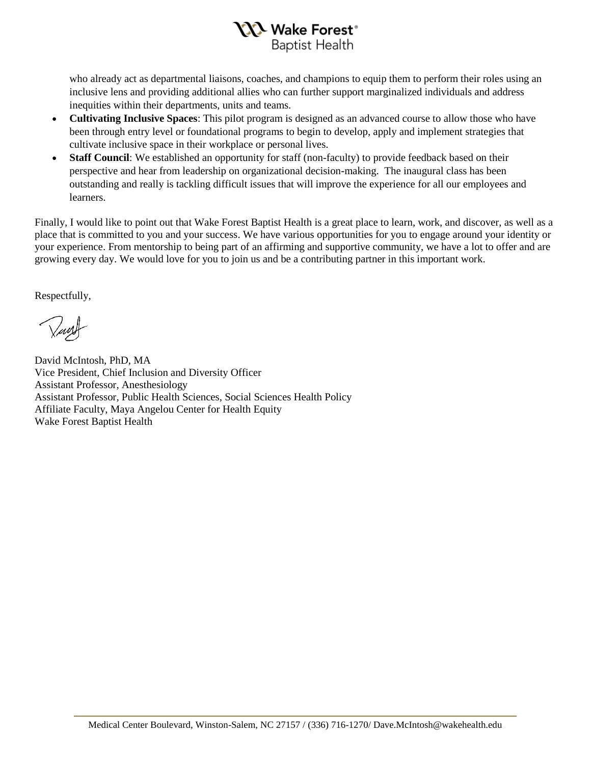who already act as departmental liaisons, coaches, and champions to equip them to perform their roles using an inclusive lens and providing additional allies who can further support marginalized individuals and address inequities within their departments, units and teams.

- **Cultivating Inclusive Spaces**: This pilot program is designed as an advanced course to allow those who have been through entry level or foundational programs to begin to develop, apply and implement strategies that cultivate inclusive space in their workplace or personal lives.
- **Staff Council**: We established an opportunity for staff (non-faculty) to provide feedback based on their perspective and hear from leadership on organizational decision-making. The inaugural class has been outstanding and really is tackling difficult issues that will improve the experience for all our employees and learners.

Finally, I would like to point out that Wake Forest Baptist Health is a great place to learn, work, and discover, as well as a place that is committed to you and your success. We have various opportunities for you to engage around your identity or your experience. From mentorship to being part of an affirming and supportive community, we have a lot to offer and are growing every day. We would love for you to join us and be a contributing partner in this important work.

Respectfully,

David McIntosh, PhD, MA
Vice President, Chief Inclusion and Diversity Officer
Assistant Professor, Anesthesiology
Assistant Professor, Public Health Sciences, Social Sciences Health Policy
Affiliate Faculty, Maya Angelou Center for Health Equity
Wake Forest Baptist Health

Medical Center Boulevard, Winston-Salem, NC 27157 / (336) 716-1270/ Dave.McIntosh@wakehealth.edu